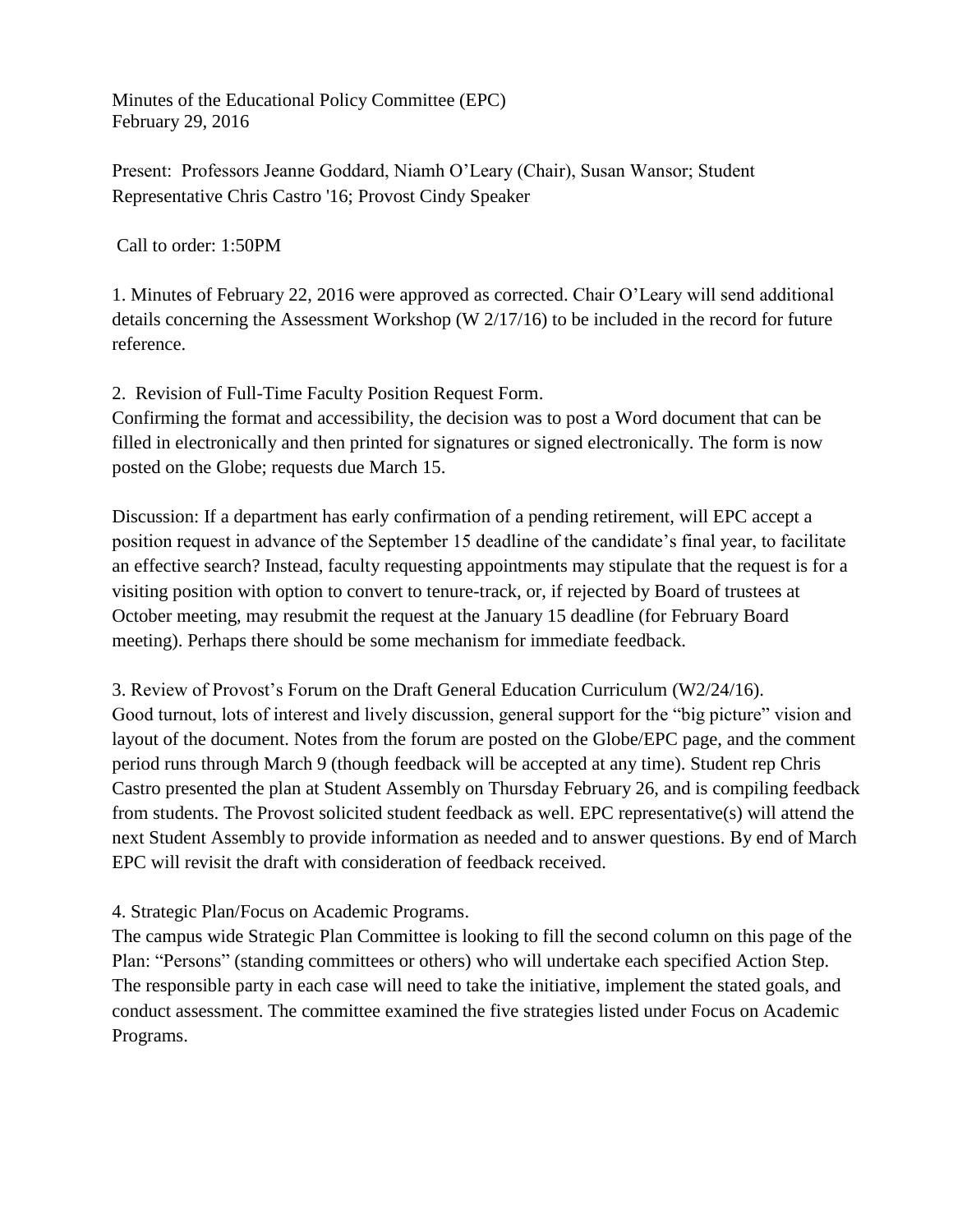Minutes of the Educational Policy Committee (EPC)
February 29, 2016

Present: Professors Jeanne Goddard, Niamh O'Leary (Chair), Susan Wansor; Student Representative Chris Castro '16; Provost Cindy Speaker

Call to order: 1:50PM

1. Minutes of February 22, 2016 were approved as corrected. Chair O'Leary will send additional details concerning the Assessment Workshop (W 2/17/16) to be included in the record for future reference.

2. Revision of Full-Time Faculty Position Request Form.
Confirming the format and accessibility, the decision was to post a Word document that can be filled in electronically and then printed for signatures or signed electronically. The form is now posted on the Globe; requests due March 15.

Discussion: If a department has early confirmation of a pending retirement, will EPC accept a position request in advance of the September 15 deadline of the candidate's final year, to facilitate an effective search? Instead, faculty requesting appointments may stipulate that the request is for a visiting position with option to convert to tenure-track, or, if rejected by Board of trustees at October meeting, may resubmit the request at the January 15 deadline (for February Board meeting). Perhaps there should be some mechanism for immediate feedback.

3. Review of Provost's Forum on the Draft General Education Curriculum (W2/24/16).
Good turnout, lots of interest and lively discussion, general support for the "big picture" vision and layout of the document. Notes from the forum are posted on the Globe/EPC page, and the comment period runs through March 9 (though feedback will be accepted at any time). Student rep Chris Castro presented the plan at Student Assembly on Thursday February 26, and is compiling feedback from students. The Provost solicited student feedback as well. EPC representative(s) will attend the next Student Assembly to provide information as needed and to answer questions. By end of March EPC will revisit the draft with consideration of feedback received.

4. Strategic Plan/Focus on Academic Programs.
The campus wide Strategic Plan Committee is looking to fill the second column on this page of the Plan: "Persons" (standing committees or others) who will undertake each specified Action Step. The responsible party in each case will need to take the initiative, implement the stated goals, and conduct assessment. The committee examined the five strategies listed under Focus on Academic Programs.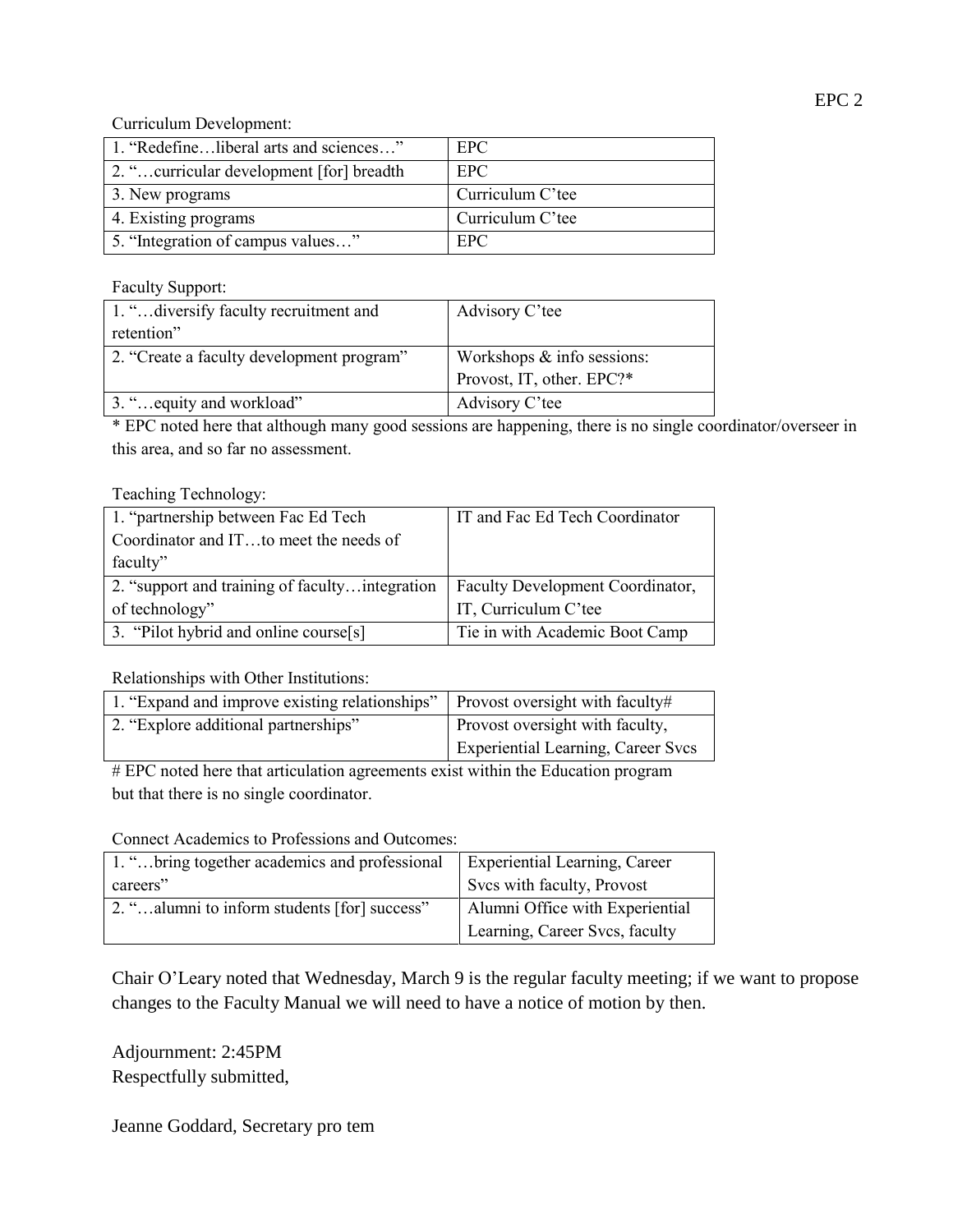Curriculum Development:

| | |
|---|---|
| 1. "Redefine…liberal arts and sciences…" | EPC |
| 2. "…curricular development [for] breadth | EPC |
| 3. New programs | Curriculum C'tee |
| 4. Existing programs | Curriculum C'tee |
| 5. "Integration of campus values…" | EPC |

Faculty Support:

| | |
|---|---|
| 1. "…diversify faculty recruitment and retention" | Advisory C'tee |
| 2. "Create a faculty development program" | Workshops & info sessions: Provost, IT, other. EPC?* |
| 3. "…equity and workload" | Advisory C'tee |

* EPC noted here that although many good sessions are happening, there is no single coordinator/overseer in this area, and so far no assessment.

Teaching Technology:

| | |
|---|---|
| 1. "partnership between Fac Ed Tech Coordinator and IT…to meet the needs of faculty" | IT and Fac Ed Tech Coordinator |
| 2. "support and training of faculty…integration of technology" | Faculty Development Coordinator, IT, Curriculum C'tee |
| 3. "Pilot hybrid and online course[s] | Tie in with Academic Boot Camp |

Relationships with Other Institutions:

| | |
|---|---|
| 1. "Expand and improve existing relationships" | Provost oversight with faculty# |
| 2. "Explore additional partnerships" | Provost oversight with faculty, Experiential Learning, Career Svcs |

# EPC noted here that articulation agreements exist within the Education program but that there is no single coordinator.

Connect Academics to Professions and Outcomes:

| | |
|---|---|
| 1. "…bring together academics and professional careers" | Experiential Learning, Career Svcs with faculty, Provost |
| 2. "…alumni to inform students [for] success" | Alumni Office with Experiential Learning, Career Svcs, faculty |

Chair O'Leary noted that Wednesday, March 9 is the regular faculty meeting; if we want to propose changes to the Faculty Manual we will need to have a notice of motion by then.

Adjournment: 2:45PM
Respectfully submitted,

Jeanne Goddard, Secretary pro tem